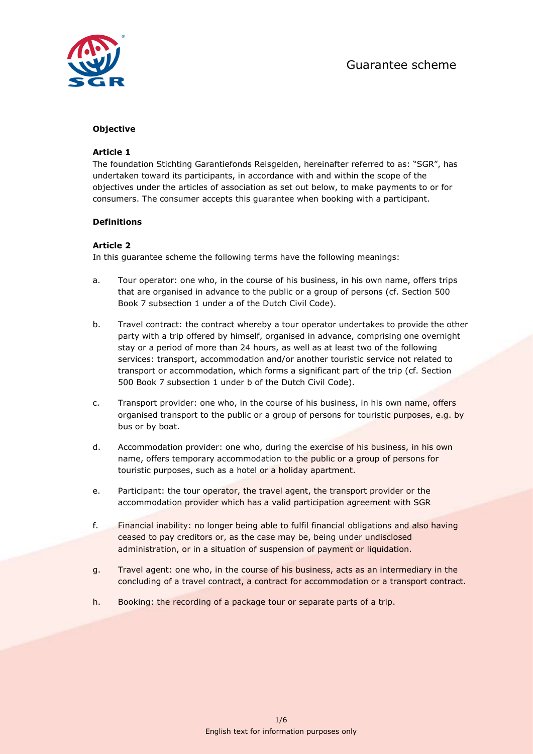# Guarantee scheme

## Objective

### Article 1

The foundation Stichting Garantiefonds Reisgelden, hereinafter referred to as: "SGR", has undertaken toward its participants, in accordance with and within the scope of the objectives under the articles of association as set out below, to make payments to or for consumers. The consumer accepts this guarantee when booking with a participant.

## Definitions

### Article 2

In this guarantee scheme the following terms have the following meanings:

a. Tour operator: one who, in the course of his business, in his own name, offers trips that are organised in advance to the public or a group of persons (cf. Section 500 Book 7 subsection 1 under a of the Dutch Civil Code).

b. Travel contract: the contract whereby a tour operator undertakes to provide the other party with a trip offered by himself, organised in advance, comprising one overnight stay or a period of more than 24 hours, as well as at least two of the following services: transport, accommodation and/or another touristic service not related to transport or accommodation, which forms a significant part of the trip (cf. Section 500 Book 7 subsection 1 under b of the Dutch Civil Code).

c. Transport provider: one who, in the course of his business, in his own name, offers organised transport to the public or a group of persons for touristic purposes, e.g. by bus or by boat.

d. Accommodation provider: one who, during the exercise of his business, in his own name, offers temporary accommodation to the public or a group of persons for touristic purposes, such as a hotel or a holiday apartment.

e. Participant: the tour operator, the travel agent, the transport provider or the accommodation provider which has a valid participation agreement with SGR

f. Financial inability: no longer being able to fulfil financial obligations and also having ceased to pay creditors or, as the case may be, being under undisclosed administration, or in a situation of suspension of payment or liquidation.

g. Travel agent: one who, in the course of his business, acts as an intermediary in the concluding of a travel contract, a contract for accommodation or a transport contract.

h. Booking: the recording of a package tour or separate parts of a trip.

English text for information purposes only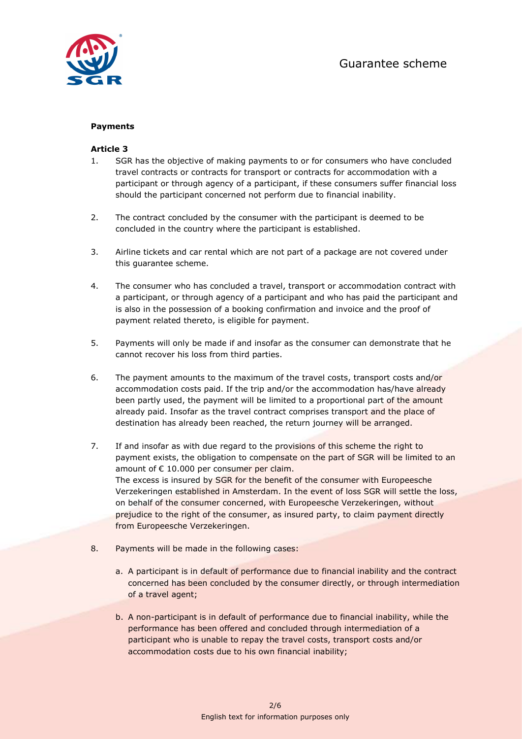**Payments**

**Article 3**

1. SGR has the objective of making payments to or for consumers who have concluded travel contracts or contracts for transport or contracts for accommodation with a participant or through agency of a participant, if these consumers suffer financial loss should the participant concerned not perform due to financial inability.

2. The contract concluded by the consumer with the participant is deemed to be concluded in the country where the participant is established.

3. Airline tickets and car rental which are not part of a package are not covered under this guarantee scheme.

4. The consumer who has concluded a travel, transport or accommodation contract with a participant, or through agency of a participant and who has paid the participant and is also in the possession of a booking confirmation and invoice and the proof of payment related thereto, is eligible for payment.

5. Payments will only be made if and insofar as the consumer can demonstrate that he cannot recover his loss from third parties.

6. The payment amounts to the maximum of the travel costs, transport costs and/or accommodation costs paid. If the trip and/or the accommodation has/have already been partly used, the payment will be limited to a proportional part of the amount already paid. Insofar as the travel contract comprises transport and the place of destination has already been reached, the return journey will be arranged.

7. If and insofar as with due regard to the provisions of this scheme the right to payment exists, the obligation to compensate on the part of SGR will be limited to an amount of € 10.000 per consumer per claim.
   The excess is insured by SGR for the benefit of the consumer with Europeesche Verzekeringen established in Amsterdam. In the event of loss SGR will settle the loss, on behalf of the consumer concerned, with Europeesche Verzekeringen, without prejudice to the right of the consumer, as insured party, to claim payment directly from Europeesche Verzekeringen.

8. Payments will be made in the following cases:

   a. A participant is in default of performance due to financial inability and the contract concerned has been concluded by the consumer directly, or through intermediation of a travel agent;

   b. A non-participant is in default of performance due to financial inability, while the performance has been offered and concluded through intermediation of a participant who is unable to repay the travel costs, transport costs and/or accommodation costs due to his own financial inability;

English text for information purposes only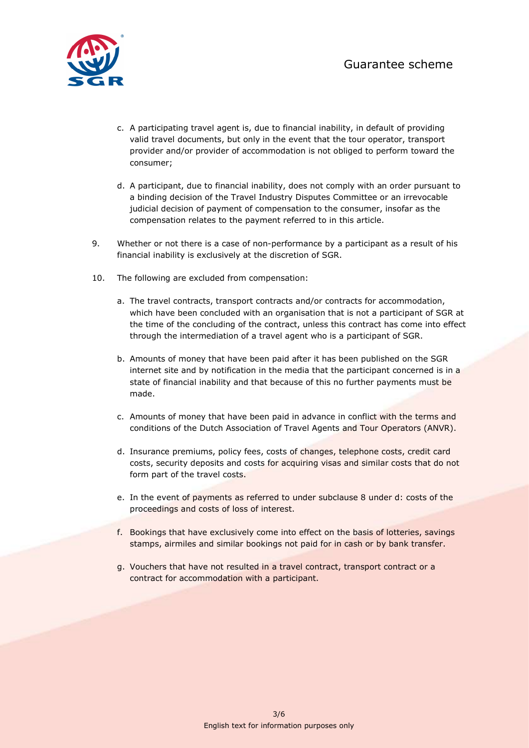c. A participating travel agent is, due to financial inability, in default of providing valid travel documents, but only in the event that the tour operator, transport provider and/or provider of accommodation is not obliged to perform toward the consumer;

d. A participant, due to financial inability, does not comply with an order pursuant to a binding decision of the Travel Industry Disputes Committee or an irrevocable judicial decision of payment of compensation to the consumer, insofar as the compensation relates to the payment referred to in this article.

9. Whether or not there is a case of non-performance by a participant as a result of his financial inability is exclusively at the discretion of SGR.

10. The following are excluded from compensation:

   a. The travel contracts, transport contracts and/or contracts for accommodation, which have been concluded with an organisation that is not a participant of SGR at the time of the concluding of the contract, unless this contract has come into effect through the intermediation of a travel agent who is a participant of SGR.

   b. Amounts of money that have been paid after it has been published on the SGR internet site and by notification in the media that the participant concerned is in a state of financial inability and that because of this no further payments must be made.

   c. Amounts of money that have been paid in advance in conflict with the terms and conditions of the Dutch Association of Travel Agents and Tour Operators (ANVR).

   d. Insurance premiums, policy fees, costs of changes, telephone costs, credit card costs, security deposits and costs for acquiring visas and similar costs that do not form part of the travel costs.

   e. In the event of payments as referred to under subclause 8 under d: costs of the proceedings and costs of loss of interest.

   f. Bookings that have exclusively come into effect on the basis of lotteries, savings stamps, airmiles and similar bookings not paid for in cash or by bank transfer.

   g. Vouchers that have not resulted in a travel contract, transport contract or a contract for accommodation with a participant.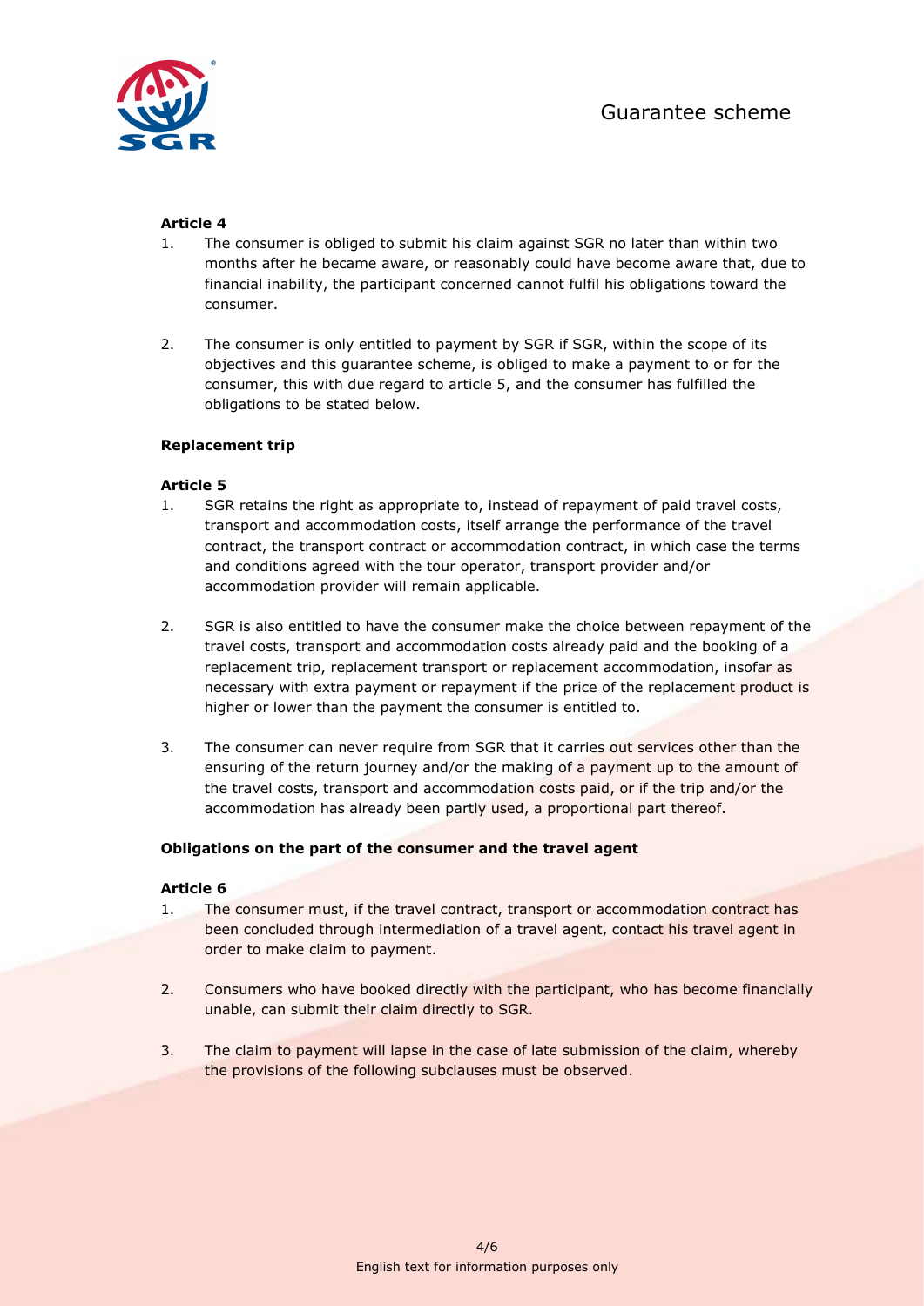**Article 4**

1. The consumer is obliged to submit his claim against SGR no later than within two months after he became aware, or reasonably could have become aware that, due to financial inability, the participant concerned cannot fulfil his obligations toward the consumer.

2. The consumer is only entitled to payment by SGR if SGR, within the scope of its objectives and this guarantee scheme, is obliged to make a payment to or for the consumer, this with due regard to article 5, and the consumer has fulfilled the obligations to be stated below.

**Replacement trip**

**Article 5**

1. SGR retains the right as appropriate to, instead of repayment of paid travel costs, transport and accommodation costs, itself arrange the performance of the travel contract, the transport contract or accommodation contract, in which case the terms and conditions agreed with the tour operator, transport provider and/or accommodation provider will remain applicable.

2. SGR is also entitled to have the consumer make the choice between repayment of the travel costs, transport and accommodation costs already paid and the booking of a replacement trip, replacement transport or replacement accommodation, insofar as necessary with extra payment or repayment if the price of the replacement product is higher or lower than the payment the consumer is entitled to.

3. The consumer can never require from SGR that it carries out services other than the ensuring of the return journey and/or the making of a payment up to the amount of the travel costs, transport and accommodation costs paid, or if the trip and/or the accommodation has already been partly used, a proportional part thereof.

**Obligations on the part of the consumer and the travel agent**

**Article 6**

1. The consumer must, if the travel contract, transport or accommodation contract has been concluded through intermediation of a travel agent, contact his travel agent in order to make claim to payment.

2. Consumers who have booked directly with the participant, who has become financially unable, can submit their claim directly to SGR.

3. The claim to payment will lapse in the case of late submission of the claim, whereby the provisions of the following subclauses must be observed.

English text for information purposes only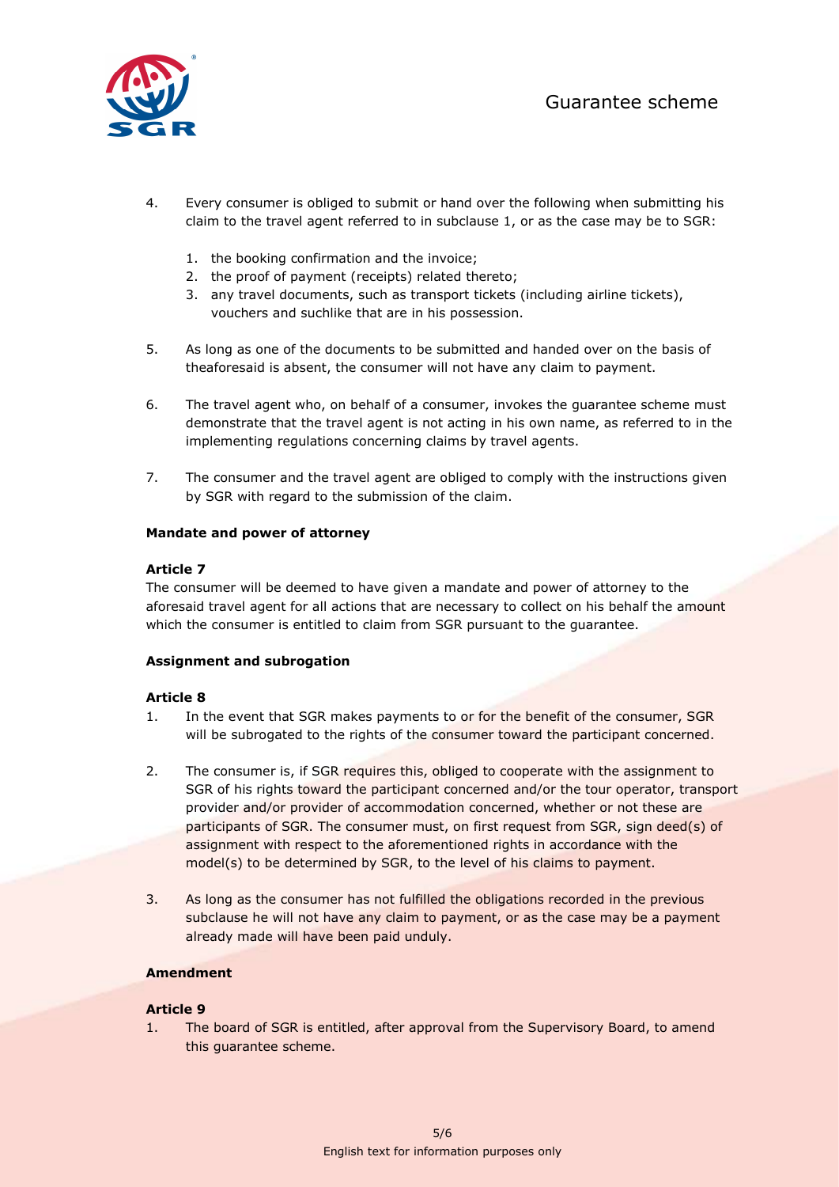4. Every consumer is obliged to submit or hand over the following when submitting his claim to the travel agent referred to in subclause 1, or as the case may be to SGR:

    1. the booking confirmation and the invoice;
    2. the proof of payment (receipts) related thereto;
    3. any travel documents, such as transport tickets (including airline tickets), vouchers and suchlike that are in his possession.

5. As long as one of the documents to be submitted and handed over on the basis of theaforesaid is absent, the consumer will not have any claim to payment.

6. The travel agent who, on behalf of a consumer, invokes the guarantee scheme must demonstrate that the travel agent is not acting in his own name, as referred to in the implementing regulations concerning claims by travel agents.

7. The consumer and the travel agent are obliged to comply with the instructions given by SGR with regard to the submission of the claim.

**Mandate and power of attorney**

**Article 7**

The consumer will be deemed to have given a mandate and power of attorney to the aforesaid travel agent for all actions that are necessary to collect on his behalf the amount which the consumer is entitled to claim from SGR pursuant to the guarantee.

**Assignment and subrogation**

**Article 8**

1. In the event that SGR makes payments to or for the benefit of the consumer, SGR will be subrogated to the rights of the consumer toward the participant concerned.

2. The consumer is, if SGR requires this, obliged to cooperate with the assignment to SGR of his rights toward the participant concerned and/or the tour operator, transport provider and/or provider of accommodation concerned, whether or not these are participants of SGR. The consumer must, on first request from SGR, sign deed(s) of assignment with respect to the aforementioned rights in accordance with the model(s) to be determined by SGR, to the level of his claims to payment.

3. As long as the consumer has not fulfilled the obligations recorded in the previous subclause he will not have any claim to payment, or as the case may be a payment already made will have been paid unduly.

**Amendment**

**Article 9**

1. The board of SGR is entitled, after approval from the Supervisory Board, to amend this guarantee scheme.

English text for information purposes only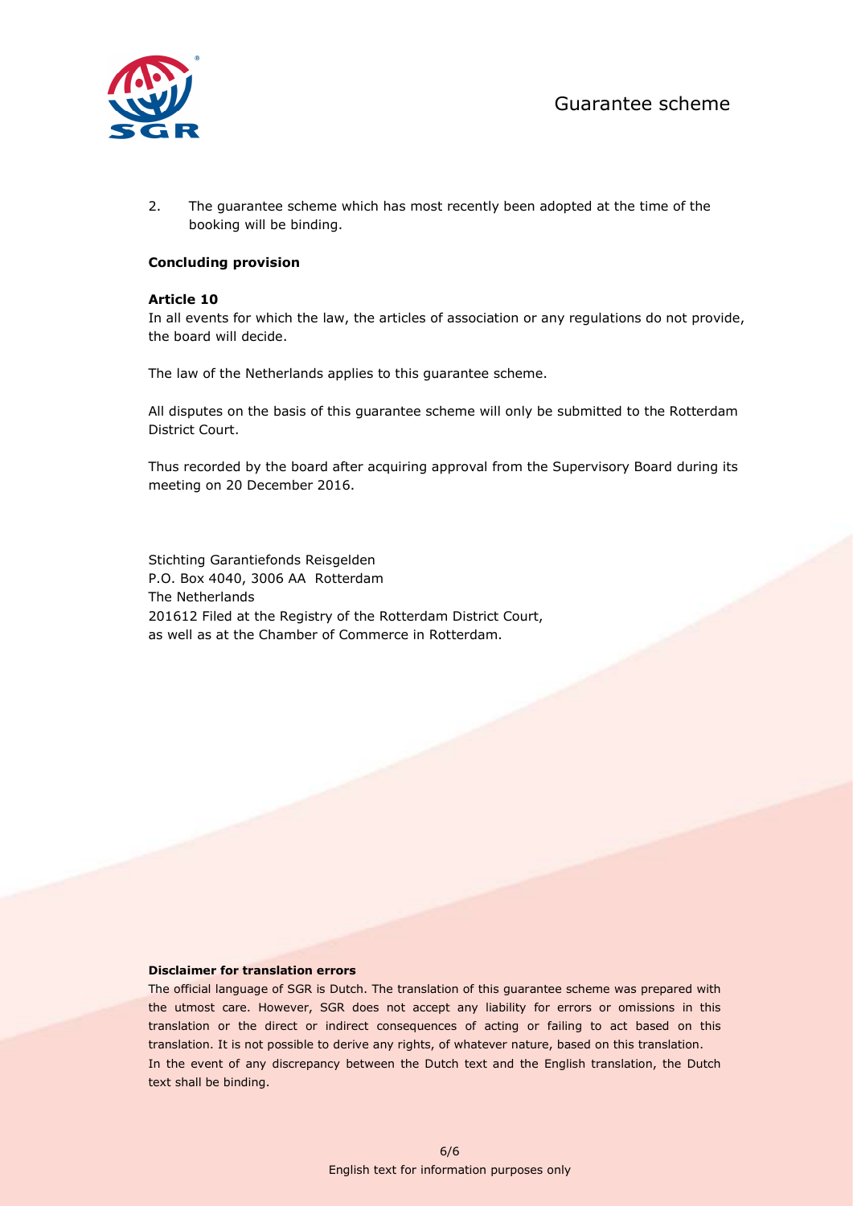2. The guarantee scheme which has most recently been adopted at the time of the booking will be binding.

**Concluding provision**

**Article 10**

In all events for which the law, the articles of association or any regulations do not provide, the board will decide.

The law of the Netherlands applies to this guarantee scheme.

All disputes on the basis of this guarantee scheme will only be submitted to the Rotterdam District Court.

Thus recorded by the board after acquiring approval from the Supervisory Board during its meeting on 20 December 2016.

Stichting Garantiefonds Reisgelden  
P.O. Box 4040, 3006 AA Rotterdam  
The Netherlands  
201612 Filed at the Registry of the Rotterdam District Court,  
as well as at the Chamber of Commerce in Rotterdam.

**Disclaimer for translation errors**

The official language of SGR is Dutch. The translation of this guarantee scheme was prepared with the utmost care. However, SGR does not accept any liability for errors or omissions in this translation or the direct or indirect consequences of acting or failing to act based on this translation. It is not possible to derive any rights, of whatever nature, based on this translation. In the event of any discrepancy between the Dutch text and the English translation, the Dutch text shall be binding.